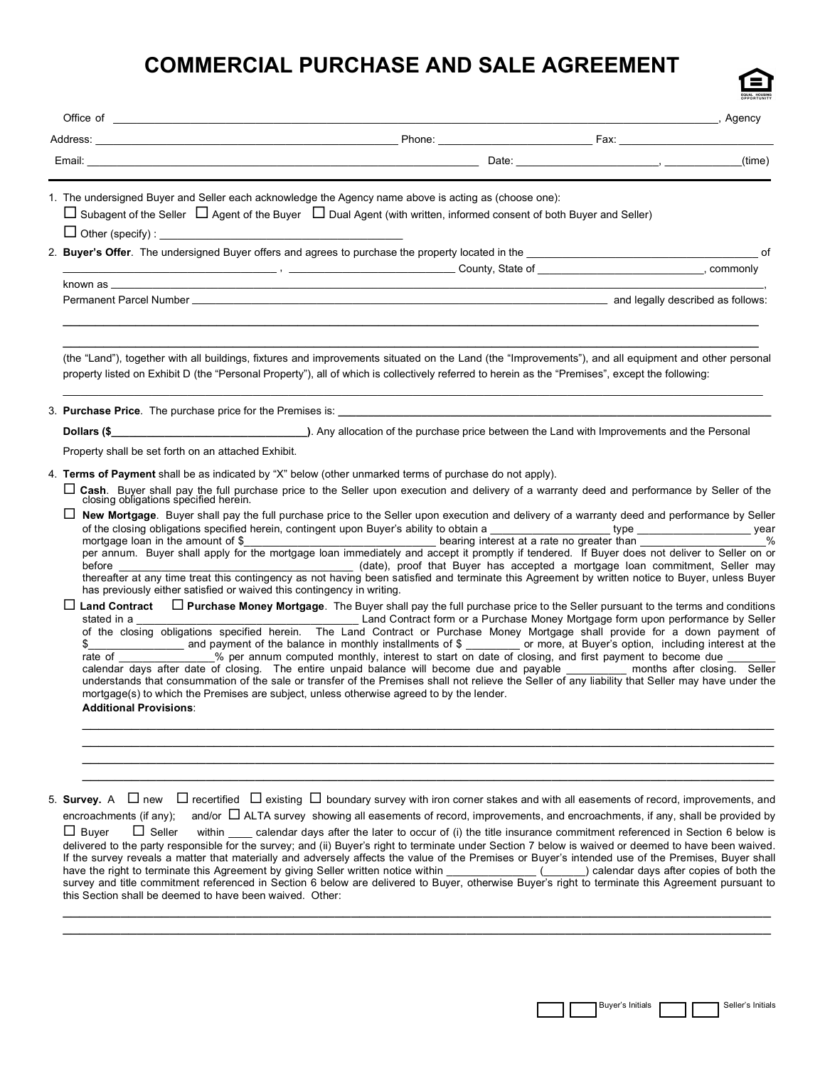# COMMERCIAL PURCHASE AND SALE AGREEMENT

Office of ______________________________________________________________________________, Agency

Address: ______________________________________ Phone: ____________________ Fax: ____________________

Email: ________________________________________________ Date: ____________________, __________(time)

1. The undersigned Buyer and Seller each acknowledge the Agency name above is acting as (choose one):

   ☐ Subagent of the Seller ☐ Agent of the Buyer ☐ Dual Agent (with written, informed consent of both Buyer and Seller)

   ☐ Other (specify) : ________________________________

2. **Buyer's Offer**. The undersigned Buyer offers and agrees to purchase the property located in the ______________________________ of ______________________________ , ____________________ County, State of ____________________, commonly known as ______________________________________________________________________________,
   Permanent Parcel Number ______________________________________________ and legally described as follows:

   ________________________________________________________________________________________________

   ________________________________________________________________________________________________

   (the "Land"), together with all buildings, fixtures and improvements situated on the Land (the "Improvements"), and all equipment and other personal property listed on Exhibit D (the "Personal Property"), all of which is collectively referred to in herein as the "Premises", except the following:

   ________________________________________________________________________________________________

3. **Purchase Price**. The purchase price for the Premises is: ______________________________________________

   **Dollars ($____________________________)**. Any allocation of the purchase price between the Land with Improvements and the Personal Property shall be set forth on an attached Exhibit.

4. **Terms of Payment** shall be as indicated by "X" below (other unmarked terms of purchase do not apply).

   ☐ **Cash**. Buyer shall pay the full purchase price to the Seller upon execution and delivery of a warranty deed and performance by Seller of the closing obligations specified herein.

   ☐ **New Mortgage**. Buyer shall pay the full purchase price to the Seller upon execution and delivery of a warranty deed and performance by Seller of the closing obligations specified herein, contingent upon Buyer's ability to obtain a ____________________ type ____________________ year mortgage loan in the amount of $______________________________ bearing interest at a rate no greater than ____________________% per annum. Buyer shall apply for the mortgage loan immediately and accept it promptly if tendered. If Buyer does not deliver to Seller on or before ______________________________ (date), proof that Buyer has accepted a mortgage loan commitment, Seller may thereafter at any time treat this contingency as not having been satisfied and terminate this Agreement by written notice to Buyer, unless Buyer has previously either satisfied or waived this contingency in writing.

   ☐ **Land Contract** ☐ **Purchase Money Mortgage**. The Buyer shall pay the full purchase price to the Seller pursuant to the terms and conditions stated in a ______________________________ Land Contract form or a Purchase Money Mortgage form upon performance by Seller of the closing obligations specified herein. The Land Contract or Purchase Money Mortgage shall provide for a down payment of $_______________ and payment of the balance in monthly installments of $ _________ or more, at Buyer's option, including interest at the rate of _______________% per annum computed monthly, interest to start on date of closing, and first payment to become due _______ calendar days after date of closing. The entire unpaid balance will become due and payable __________ months after closing. Seller understands that consummation of the sale or transfer of the Premises shall not relieve the Seller of any liability that Seller may have under the mortgage(s) to which the Premises are subject, unless otherwise agreed to by the lender.

   **Additional Provisions**:

   ________________________________________________________________________________________________

   ________________________________________________________________________________________________

   ________________________________________________________________________________________________

   ________________________________________________________________________________________________

5. **Survey.** A ☐ new ☐ recertified ☐ existing ☐ boundary survey with iron corner stakes and with all easements of record, improvements, and encroachments (if any); and/or ☐ ALTA survey showing all easements of record, improvements, and encroachments, if any, shall be provided by ☐ Buyer ☐ Seller within ____ calendar days after the later to occur of (i) the title insurance commitment referenced in Section 6 below is delivered to the party responsible for the survey; and (ii) Buyer's right to terminate under Section 7 below is waived or deemed to have been waived. If the survey reveals a matter that materially and adversely affects the value of the Premises or Buyer's intended use of the Premises, Buyer shall have the right to terminate this Agreement by giving Seller written notice within _______________ (_______) calendar days after copies of both the survey and title commitment referenced in Section 6 below are delivered to Buyer, otherwise Buyer's right to terminate this Agreement pursuant to this Section shall be deemed to have been waived. Other:

   ________________________________________________________________________________________________

   ________________________________________________________________________________________________

☐☐ Buyer's Initials ☐☐ Seller's Initials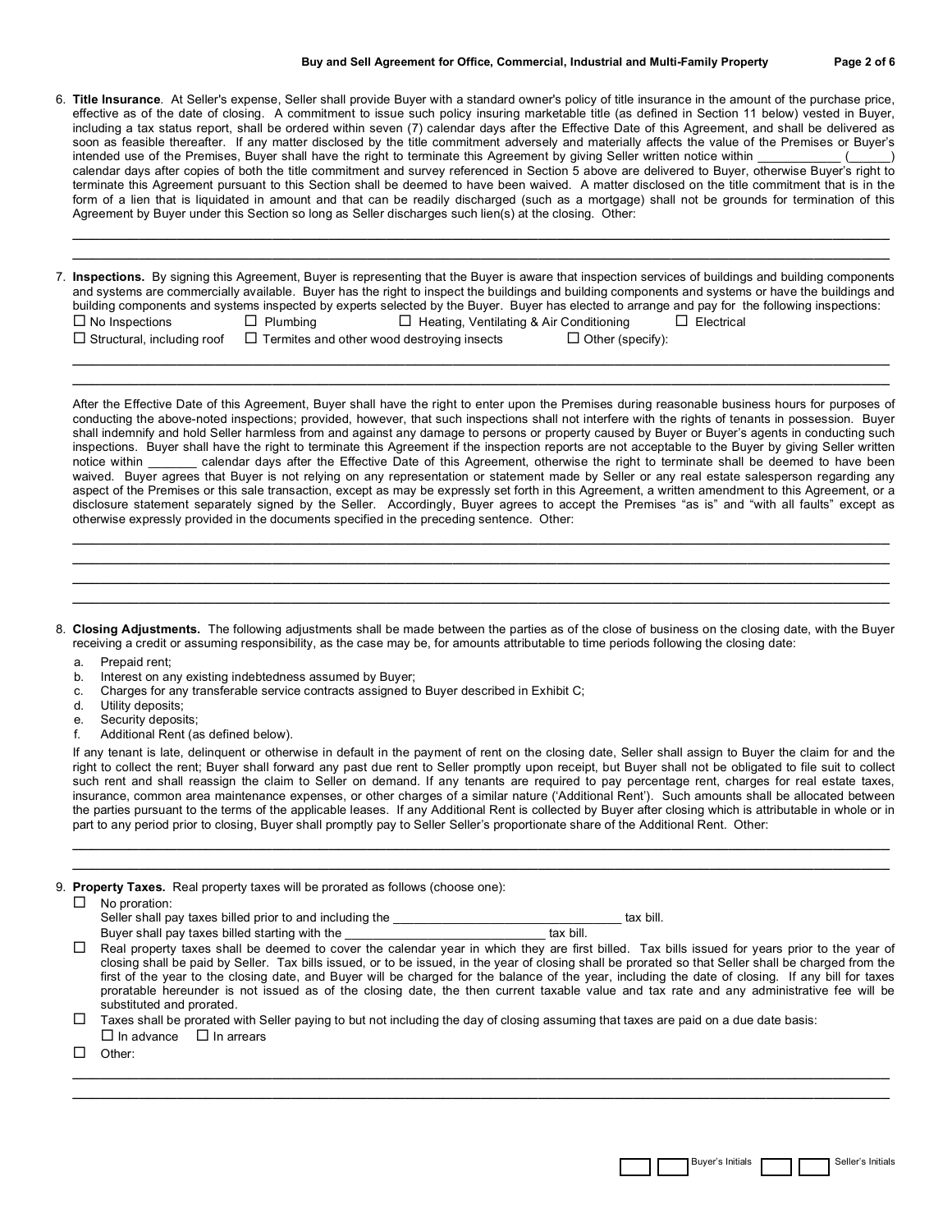6. **Title Insurance**. At Seller's expense, Seller shall provide Buyer with a standard owner's policy of title insurance in the amount of the purchase price, effective as of the date of closing. A commitment to issue such policy insuring marketable title (as defined in Section 11 below) vested in Buyer, including a tax status report, shall be ordered within seven (7) calendar days after the Effective Date of this Agreement, and shall be delivered as soon as feasible thereafter. If any matter disclosed by the title commitment adversely and materially affects the value of the Premises or Buyer's intended use of the Premises, Buyer shall have the right to terminate this Agreement by giving Seller written notice within ____________ (______) calendar days after copies of both the title commitment and survey referenced in Section 5 above are delivered to Buyer, otherwise Buyer's right to terminate this Agreement pursuant to this Section shall be deemed to have been waived. A matter disclosed on the title commitment that is in the form of a lien that is liquidated in amount and that can be readily discharged (such as a mortgage) shall not be grounds for termination of this Agreement by Buyer under this Section so long as Seller discharges such lien(s) at the closing. Other:

______________________________________________________________________________________________________________

______________________________________________________________________________________________________________

7. **Inspections.** By signing this Agreement, Buyer is representing that the Buyer is aware that inspection services of buildings and building components and systems are commercially available. Buyer has the right to inspect the buildings and building components and systems or have the buildings and building components and systems inspected by experts selected by the Buyer. Buyer has elected to arrange and pay for the following inspections:

☐ No Inspections ☐ Plumbing ☐ Heating, Ventilating & Air Conditioning ☐ Electrical

☐ Structural, including roof ☐ Termites and other wood destroying insects ☐ Other (specify):

______________________________________________________________________________________________________________

______________________________________________________________________________________________________________

After the Effective Date of this Agreement, Buyer shall have the right to enter upon the Premises during reasonable business hours for purposes of conducting the above-noted inspections; provided, however, that such inspections shall not interfere with the rights of tenants in possession. Buyer shall indemnify and hold Seller harmless from and against any damage to persons or property caused by Buyer or Buyer's agents in conducting such inspections. Buyer shall have the right to terminate this Agreement if the inspection reports are not acceptable to the Buyer by giving Seller written notice within _______ calendar days after the Effective Date of this Agreement, otherwise the right to terminate shall be deemed to have been waived. Buyer agrees that Buyer is not relying on any representation or statement made by Seller or any real estate salesperson regarding any aspect of the Premises or this sale transaction, except as may be expressly set forth in this Agreement, a written amendment to this Agreement, or a disclosure statement separately signed by the Seller. Accordingly, Buyer agrees to accept the Premises "as is" and "with all faults" except as otherwise expressly provided in the documents specified in the preceding sentence. Other:

______________________________________________________________________________________________________________

______________________________________________________________________________________________________________

______________________________________________________________________________________________________________

______________________________________________________________________________________________________________

8. **Closing Adjustments.** The following adjustments shall be made between the parties as of the close of business on the closing date, with the Buyer receiving a credit or assuming responsibility, as the case may be, for amounts attributable to time periods following the closing date:

   a. Prepaid rent;
   b. Interest on any existing indebtedness assumed by Buyer;
   c. Charges for any transferable service contracts assigned to Buyer described in Exhibit C;
   d. Utility deposits;
   e. Security deposits;
   f. Additional Rent (as defined below).

   If any tenant is late, delinquent or otherwise in default in the payment of rent on the closing date, Seller shall assign to Buyer the claim for and the right to collect the rent; Buyer shall forward any past due rent to Seller promptly upon receipt, but Buyer shall not be obligated to file suit to collect such rent and shall reassign the claim to Seller on demand. If any tenants are required to pay percentage rent, charges for real estate taxes, insurance, common area maintenance expenses, or other charges of a similar nature ('Additional Rent'). Such amounts shall be allocated between the parties pursuant to the terms of the applicable leases. If any Additional Rent is collected by Buyer after closing which is attributable in whole or in part to any period prior to closing, Buyer shall promptly pay to Seller Seller's proportionate share of the Additional Rent. Other:

______________________________________________________________________________________________________________

______________________________________________________________________________________________________________

9. **Property Taxes.** Real property taxes will be prorated as follows (choose one):

   ☐ No proration:
   Seller shall pay taxes billed prior to and including the ________________________________ tax bill.
   Buyer shall pay taxes billed starting with the ____________________________ tax bill.

   ☐ Real property taxes shall be deemed to cover the calendar year in which they are first billed. Tax bills issued for years prior to the year of closing shall be paid by Seller. Tax bills issued, or to be issued, in the year of closing shall be prorated so that Seller shall be charged from the first of the year to the closing date, and Buyer will be charged for the balance of the year, including the date of closing. If any bill for taxes proratable hereunder is not issued as of the closing date, the then current taxable value and tax rate and any administrative fee will be substituted and prorated.

   ☐ Taxes shall be prorated with Seller paying to but not including the day of closing assuming that taxes are paid on a due date basis:
   ☐ In advance ☐ In arrears

   ☐ Other:

______________________________________________________________________________________________________________

______________________________________________________________________________________________________________

Buyer's Initials ______ ______ Seller's Initials ______ ______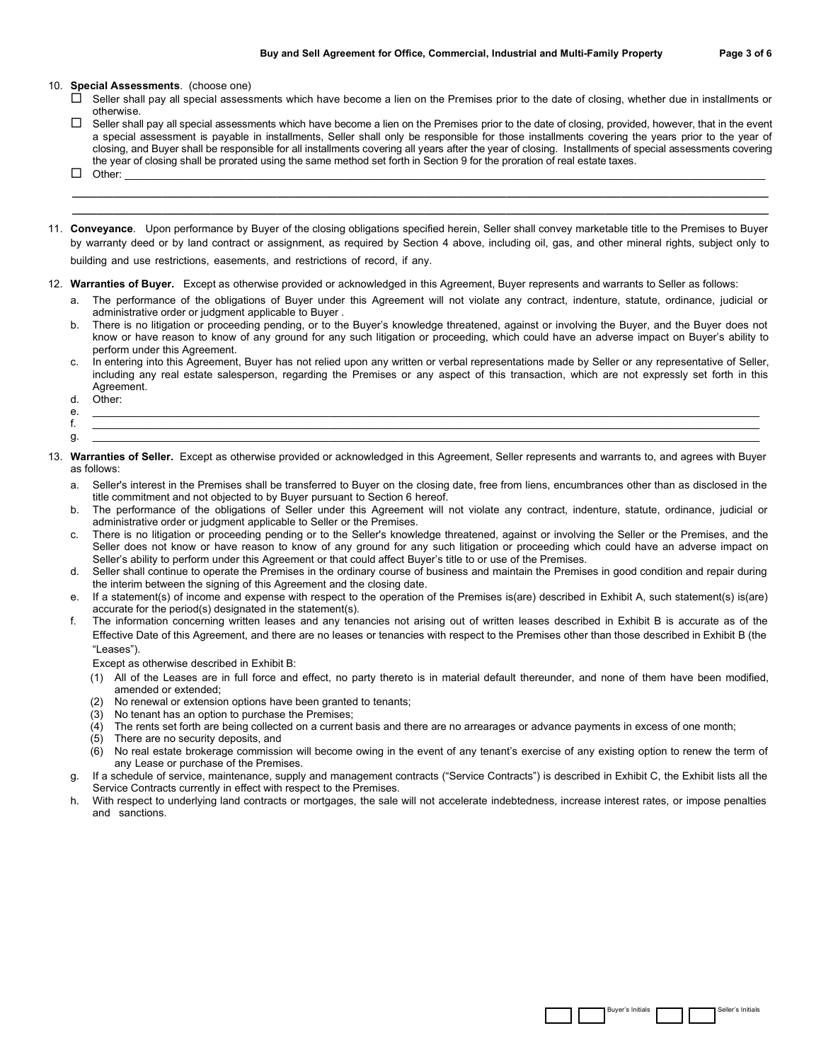10. **Special Assessments**. (choose one)

    ☐ Seller shall pay all special assessments which have become a lien on the Premises prior to the date of closing, whether due in installments or otherwise.

    ☐ Seller shall pay all special assessments which have become a lien on the Premises prior to the date of closing, provided, however, that in the event a special assessment is payable in installments, Seller shall only be responsible for those installments covering the years prior to the year of closing, and Buyer shall be responsible for all installments covering all years after the year of closing. Installments of special assessments covering the year of closing shall be prorated using the same method set forth in Section 9 for the proration of real estate taxes.

    ☐ Other: ______________________________________________________________________________

    ______________________________________________________________________________

    ______________________________________________________________________________

11. **Conveyance**. Upon performance by Buyer of the closing obligations specified herein, Seller shall convey marketable title to the Premises to Buyer by warranty deed or by land contract or assignment, as required by Section 4 above, including oil, gas, and other mineral rights, subject only to building and use restrictions, easements, and restrictions of record, if any.

12. **Warranties of Buyer.** Except as otherwise provided or acknowledged in this Agreement, Buyer represents and warrants to Seller as follows:

    a. The performance of the obligations of Buyer under this Agreement will not violate any contract, indenture, statute, ordinance, judicial or administrative order or judgment applicable to Buyer .
    b. There is no litigation or proceeding pending, or to the Buyer's knowledge threatened, against or involving the Buyer, and the Buyer does not know or have reason to know of any ground for any such litigation or proceeding, which could have an adverse impact on Buyer's ability to perform under this Agreement.
    c. In entering into this Agreement, Buyer has not relied upon any written or verbal representations made by Seller or any representative of Seller, including any real estate salesperson, regarding the Premises or any aspect of this transaction, which are not expressly set forth in this Agreement.
    d. Other:
    e. ______________________________________________________________________________
    f. ______________________________________________________________________________
    g. ______________________________________________________________________________

13. **Warranties of Seller.** Except as otherwise provided or acknowledged in this Agreement, Seller represents and warrants to, and agrees with Buyer as follows:

    a. Seller's interest in the Premises shall be transferred to Buyer on the closing date, free from liens, encumbrances other than as disclosed in the title commitment and not objected to by Buyer pursuant to Section 6 hereof.
    b. The performance of the obligations of Seller under this Agreement will not violate any contract, indenture, statute, ordinance, judicial or administrative order or judgment applicable to Seller or the Premises.
    c. There is no litigation or proceeding pending or to the Seller's knowledge threatened, against or involving the Seller or the Premises, and the Seller does not know or have reason to know of any ground for any such litigation or proceeding which could have an adverse impact on Seller's ability to perform under this Agreement or that could affect Buyer's title to or use of the Premises.
    d. Seller shall continue to operate the Premises in the ordinary course of business and maintain the Premises in good condition and repair during the interim between the signing of this Agreement and the closing date.
    e. If a statement(s) of income and expense with respect to the operation of the Premises is(are) described in Exhibit A, such statement(s) is(are) accurate for the period(s) designated in the statement(s).
    f. The information concerning written leases and any tenancies not arising out of written leases described in Exhibit B is accurate as of the Effective Date of this Agreement, and there are no leases or tenancies with respect to the Premises other than those described in Exhibit B (the "Leases").

       Except as otherwise described in Exhibit B:

       (1) All of the Leases are in full force and effect, no party thereto is in material default thereunder, and none of them have been modified, amended or extended;
       (2) No renewal or extension options have been granted to tenants;
       (3) No tenant has an option to purchase the Premises;
       (4) The rents set forth are being collected on a current basis and there are no arrearages or advance payments in excess of one month;
       (5) There are no security deposits, and
       (6) No real estate brokerage commission will become owing in the event of any tenant's exercise of any existing option to renew the term of any Lease or purchase of the Premises.
    g. If a schedule of service, maintenance, supply and management contracts ("Service Contracts") is described in Exhibit C, the Exhibit lists all the Service Contracts currently in effect with respect to the Premises.
    h. With respect to underlying land contracts or mortgages, the sale will not accelerate indebtedness, increase interest rates, or impose penalties and sanctions.

☐ ☐ Buyer's Initials ☐ ☐ Seller's Initials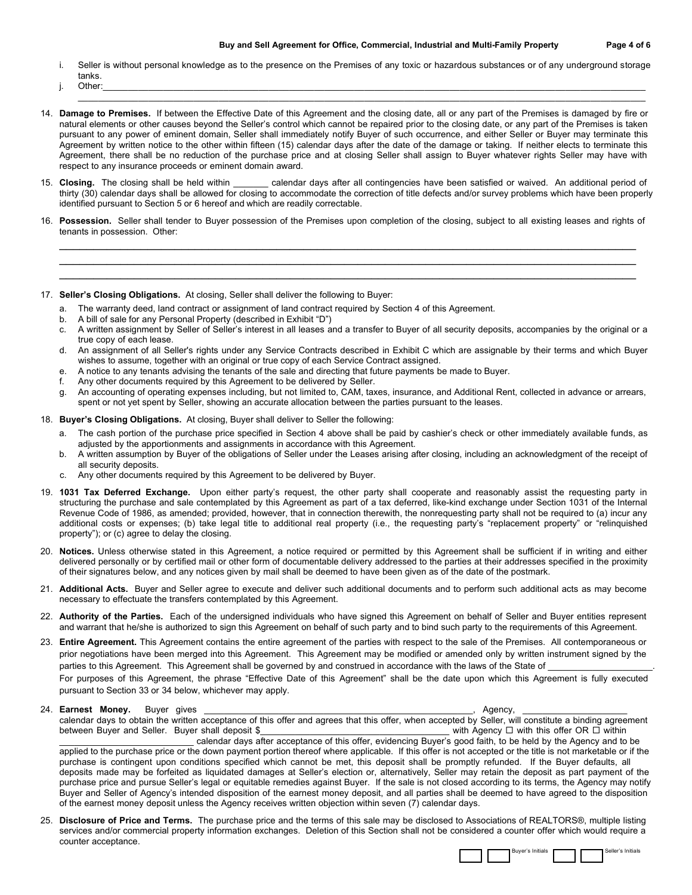i. Seller is without personal knowledge as to the presence on the Premises of any toxic or hazardous substances or of any underground storage tanks.

j. Other:_______________________________________________________________________________________________________________

_______________________________________________________________________________________________________________

14. **Damage to Premises.** If between the Effective Date of this Agreement and the closing date, all or any part of the Premises is damaged by fire or natural elements or other causes beyond the Seller's control which cannot be repaired prior to the closing date, or any part of the Premises is taken pursuant to any power of eminent domain, Seller shall immediately notify Buyer of such occurrence, and either Seller or Buyer may terminate this Agreement by written notice to the other within fifteen (15) calendar days after the date of the damage or taking. If neither elects to terminate this Agreement, there shall be no reduction of the purchase price and at closing Seller shall assign to Buyer whatever rights Seller may have with respect to any insurance proceeds or eminent domain award.

15. **Closing.** The closing shall be held within _______ calendar days after all contingencies have been satisfied or waived. An additional period of thirty (30) calendar days shall be allowed for closing to accommodate the correction of title defects and/or survey problems which have been properly identified pursuant to Section 5 or 6 hereof and which are readily correctable.

16. **Possession.** Seller shall tender to Buyer possession of the Premises upon completion of the closing, subject to all existing leases and rights of tenants in possession. Other:

_______________________________________________________________________________________________________________

_______________________________________________________________________________________________________________

_______________________________________________________________________________________________________________

17. **Seller's Closing Obligations.** At closing, Seller shall deliver the following to Buyer:
    a. The warranty deed, land contract or assignment of land contract required by Section 4 of this Agreement.
    b. A bill of sale for any Personal Property (described in Exhibit "D")
    c. A written assignment by Seller of Seller's interest in all leases and a transfer to Buyer of all security deposits, accompanies by the original or a true copy of each lease.
    d. An assignment of all Seller's rights under any Service Contracts described in Exhibit C which are assignable by their terms and which Buyer wishes to assume, together with an original or true copy of each Service Contract assigned.
    e. A notice to any tenants advising the tenants of the sale and directing that future payments be made to Buyer.
    f. Any other documents required by this Agreement to be delivered by Seller.
    g. An accounting of operating expenses including, but not limited to, CAM, taxes, insurance, and Additional Rent, collected in advance or arrears, spent or not yet spent by Seller, showing an accurate allocation between the parties pursuant to the leases.

18. **Buyer's Closing Obligations.** At closing, Buyer shall deliver to Seller the following:
    a. The cash portion of the purchase price specified in Section 4 above shall be paid by cashier's check or other immediately available funds, as adjusted by the apportionments and assignments in accordance with this Agreement.
    b. A written assumption by Buyer of the obligations of Seller under the Leases arising after closing, including an acknowledgment of the receipt of all security deposits.
    c. Any other documents required by this Agreement to be delivered by Buyer.

19. **1031 Tax Deferred Exchange.** Upon either party's request, the other party shall cooperate and reasonably assist the requesting party in structuring the purchase and sale contemplated by this Agreement as part of a tax deferred, like-kind exchange under Section 1031 of the Internal Revenue Code of 1986, as amended; provided, however, that in connection therewith, the nonrequesting party shall not be required to (a) incur any additional costs or expenses; (b) take legal title to additional real property (i.e., the requesting party's "replacement property" or "relinquished property"); or (c) agree to delay the closing.

20. **Notices.** Unless otherwise stated in this Agreement, a notice required or permitted by this Agreement shall be sufficient if in writing and either delivered personally or by certified mail or other form of documentable delivery addressed to the parties at their addresses specified in the proximity of their signatures below, and any notices given by mail shall be deemed to have been given as of the date of the postmark.

21. **Additional Acts.** Buyer and Seller agree to execute and deliver such additional documents and to perform such additional acts as may become necessary to effectuate the transfers contemplated by this Agreement.

22. **Authority of the Parties.** Each of the undersigned individuals who have signed this Agreement on behalf of Seller and Buyer entities represent and warrant that he/she is authorized to sign this Agreement on behalf of such party and to bind such party to the requirements of this Agreement.

23. **Entire Agreement.** This Agreement contains the entire agreement of the parties with respect to the sale of the Premises. All contemporaneous or prior negotiations have been merged into this Agreement. This Agreement may be modified or amended only by written instrument signed by the parties to this Agreement. This Agreement shall be governed by and construed in accordance with the laws of the State of _____________________. For purposes of this Agreement, the phrase "Effective Date of this Agreement" shall be the date upon which this Agreement is fully executed pursuant to Section 33 or 34 below, whichever may apply.

24. **Earnest Money.** Buyer gives ______________________________________________________________, Agency, _____________________ calendar days to obtain the written acceptance of this offer and agrees that this offer, when accepted by Seller, will constitute a binding agreement between Buyer and Seller. Buyer shall deposit $______________________________________ with Agency ☐ with this offer OR ☐ within ___________________________ calendar days after acceptance of this offer, evidencing Buyer's good faith, to be held by the Agency and to be applied to the purchase price or the down payment portion thereof where applicable. If this offer is not accepted or the title is not marketable or if the purchase is contingent upon conditions specified which cannot be met, this deposit shall be promptly refunded. If the Buyer defaults, all deposits made may be forfeited as liquidated damages at Seller's election or, alternatively, Seller may retain the deposit as part payment of the purchase price and pursue Seller's legal or equitable remedies against Buyer. If the sale is not closed according to its terms, the Agency may notify Buyer and Seller of Agency's intended disposition of the earnest money deposit, and all parties shall be deemed to have agreed to the disposition of the earnest money deposit unless the Agency receives written objection within seven (7) calendar days.

25. **Disclosure of Price and Terms.** The purchase price and the terms of this sale may be disclosed to Associations of REALTORS®, multiple listing services and/or commercial property information exchanges. Deletion of this Section shall not be considered a counter offer which would require a counter acceptance.

☐ ☐ Buyer's Initials ☐ ☐ Seller's Initials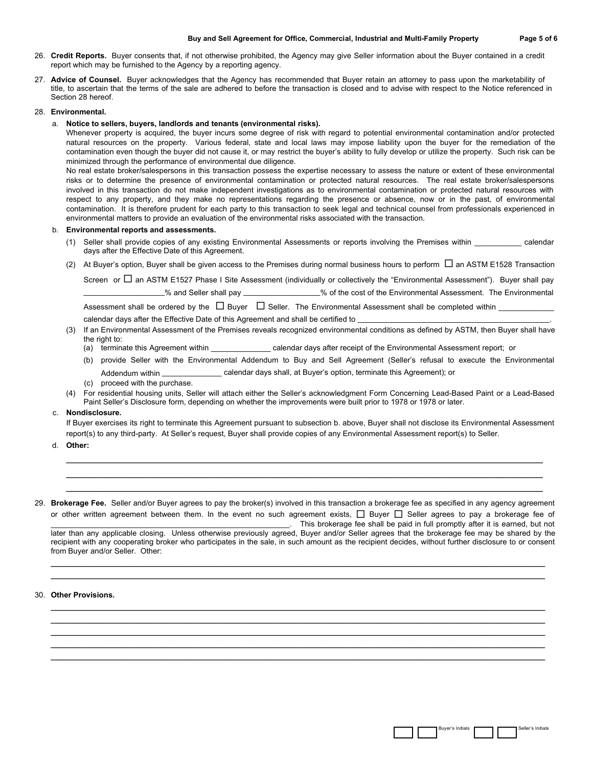26. **Credit Reports.** Buyer consents that, if not otherwise prohibited, the Agency may give Seller information about the Buyer contained in a credit report which may be furnished to the Agency by a reporting agency.

27. **Advice of Counsel.** Buyer acknowledges that the Agency has recommended that Buyer retain an attorney to pass upon the marketability of title, to ascertain that the terms of the sale are adhered to before the transaction is closed and to advise with respect to the Notice referenced in Section 28 hereof.

28. **Environmental.**

   a. **Notice to sellers, buyers, landlords and tenants (environmental risks).**
   Whenever property is acquired, the buyer incurs some degree of risk with regard to potential environmental contamination and/or protected natural resources on the property. Various federal, state and local laws may impose liability upon the buyer for the remediation of the contamination even though the buyer did not cause it, or may restrict the buyer's ability to fully develop or utilize the property. Such risk can be minimized through the performance of environmental due diligence.
   No real estate broker/salespersons in this transaction possess the expertise necessary to assess the nature or extent of these environmental risks or to determine the presence of environmental contamination or protected natural resources. The real estate broker/salespersons involved in this transaction do not make independent investigations as to environmental contamination or protected natural resources with respect to any property, and they make no representations regarding the presence or absence, now or in the past, of environmental contamination. It is therefore prudent for each party to this transaction to seek legal and technical counsel from professionals experienced in environmental matters to provide an evaluation of the environmental risks associated with the transaction.

   b. **Environmental reports and assessments.**

      (1) Seller shall provide copies of any existing Environmental Assessments or reports involving the Premises within ___________ calendar days after the Effective Date of this Agreement.

      (2) At Buyer's option, Buyer shall be given access to the Premises during normal business hours to perform ☐ an ASTM E1528 Transaction Screen or ☐ an ASTM E1527 Phase I Site Assessment (individually or collectively the "Environmental Assessment"). Buyer shall pay __________________% and Seller shall pay __________________% of the cost of the Environmental Assessment. The Environmental Assessment shall be ordered by the ☐ Buyer ☐ Seller. The Environmental Assessment shall be completed within _____________ calendar days after the Effective Date of this Agreement and shall be certified to ______________________________________________.

      (3) If an Environmental Assessment of the Premises reveals recognized environmental conditions as defined by ASTM, then Buyer shall have the right to:
         (a) terminate this Agreement within ______________ calendar days after receipt of the Environmental Assessment report; or
         (b) provide Seller with the Environmental Addendum to Buy and Sell Agreement (Seller's refusal to execute the Environmental Addendum within ______________ calendar days shall, at Buyer's option, terminate this Agreement); or
         (c) proceed with the purchase.

      (4) For residential housing units, Seller will attach either the Seller's acknowledgment Form Concerning Lead-Based Paint or a Lead-Based Paint Seller's Disclosure form, depending on whether the improvements were built prior to 1978 or 1978 or later.

   c. **Nondisclosure.**
   If Buyer exercises its right to terminate this Agreement pursuant to subsection b. above, Buyer shall not disclose its Environmental Assessment report(s) to any third-party. At Seller's request, Buyer shall provide copies of any Environmental Assessment report(s) to Seller.

   d. **Other:**
   ______________________________________________________________________________
   ______________________________________________________________________________
   ______________________________________________________________________________

29. **Brokerage Fee.** Seller and/or Buyer agrees to pay the broker(s) involved in this transaction a brokerage fee as specified in any agency agreement or other written agreement between them. In the event no such agreement exists, ☐ Buyer ☐ Seller agrees to pay a brokerage fee of ______________________________________________________. This brokerage fee shall be paid in full promptly after it is earned, but not later than any applicable closing. Unless otherwise previously agreed, Buyer and/or Seller agrees that the brokerage fee may be shared by the recipient with any cooperating broker who participates in the sale, in such amount as the recipient decides, without further disclosure to or consent from Buyer and/or Seller. Other:
______________________________________________________________________________
______________________________________________________________________________

30. **Other Provisions.**
______________________________________________________________________________
______________________________________________________________________________
______________________________________________________________________________
______________________________________________________________________________
______________________________________________________________________________

☐ ☐ Buyer's Initials ☐ ☐ Seller's Initials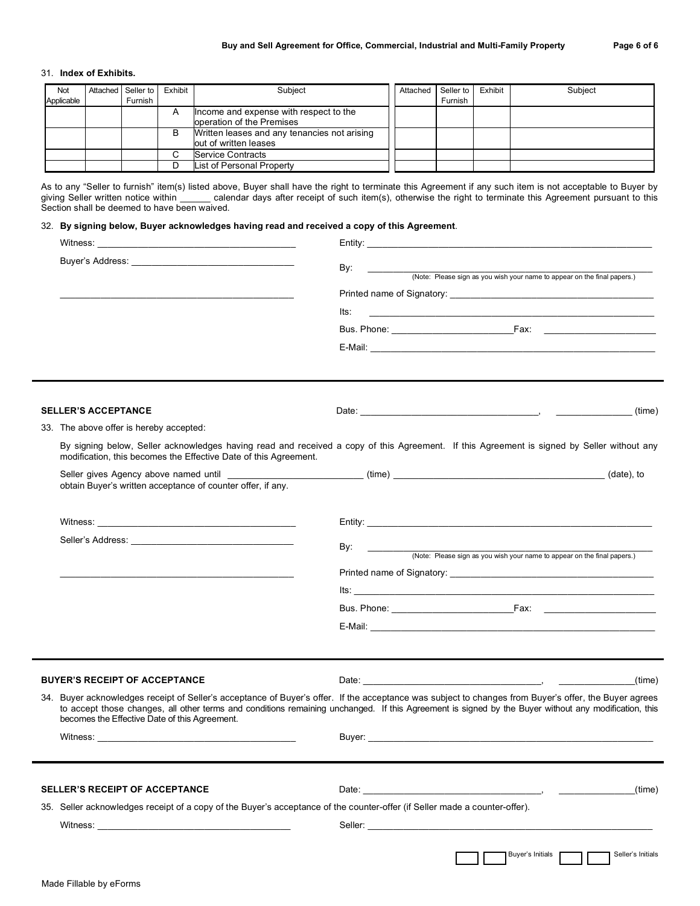31. **Index of Exhibits.**

| Not Applicable | Attached | Seller to Furnish | Exhibit | Subject | Attached | Seller to Furnish | Exhibit | Subject |
|---|---|---|---|---|---|---|---|---|
| | | | A | Income and expense with respect to the operation of the Premises | | | | |
| | | | B | Written leases and any tenancies not arising out of written leases | | | | |
| | | | C | Service Contracts | | | | |
| | | | D | List of Personal Property | | | | |

As to any "Seller to furnish" item(s) listed above, Buyer shall have the right to terminate this Agreement if any such item is not acceptable to Buyer by giving Seller written notice within ______ calendar days after receipt of such item(s), otherwise the right to terminate this Agreement pursuant to this Section shall be deemed to have been waived.

32. **By signing below, Buyer acknowledges having read and received a copy of this Agreement**.

Witness: ________________________________________

Buyer's Address: ________________________________

________________________________________________

Entity: ________________________________________

By: ________________________________________
(Note: Please sign as you wish your name to appear on the final papers.)

Printed name of Signatory: ________________________________

Its: ________________________________________

Bus. Phone: ________________________ Fax: ______________________

E-Mail: ________________________________________

---

**SELLER'S ACCEPTANCE** Date: ____________________________________, _______________ (time)

33. The above offer is hereby accepted:

By signing below, Seller acknowledges having read and received a copy of this Agreement. If this Agreement is signed by Seller without any modification, this becomes the Effective Date of this Agreement.

Seller gives Agency above named until ___________________________ (time) __________________________________________ (date), to obtain Buyer's written acceptance of counter offer, if any.

Witness: ________________________________________

Seller's Address: ________________________________

________________________________________________

Entity: ________________________________________

By: ________________________________________
(Note: Please sign as you wish your name to appear on the final papers.)

Printed name of Signatory: ________________________________

Its: ________________________________________

Bus. Phone: ________________________ Fax: ______________________

E-Mail: ________________________________________

---

**BUYER'S RECEIPT OF ACCEPTANCE** Date: ____________________________________, _______________(time)

34. Buyer acknowledges receipt of Seller's acceptance of Buyer's offer. If the acceptance was subject to changes from Buyer's offer, the Buyer agrees to accept those changes, all other terms and conditions remaining unchanged. If this Agreement is signed by the Buyer without any modification, this becomes the Effective Date of this Agreement.

Witness: ________________________________________ Buyer: ________________________________________

---

**SELLER'S RECEIPT OF ACCEPTANCE** Date: ____________________________________, _______________(time)

35. Seller acknowledges receipt of a copy of the Buyer's acceptance of the counter-offer (if Seller made a counter-offer).

Witness: ________________________________________ Seller: ________________________________________

Buyer's Initials ____ ____ Seller's Initials ____ ____

Made Fillable by eForms